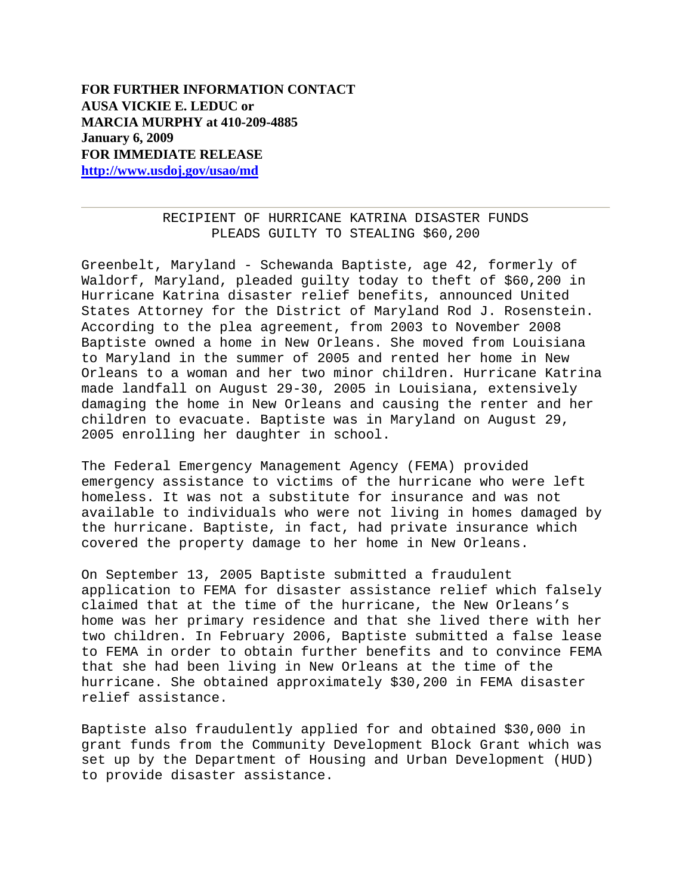**FOR FURTHER INFORMATION CONTACT**
**AUSA VICKIE E. LEDUC or**
**MARCIA MURPHY at 410-209-4885**
**January 6, 2009**
**FOR IMMEDIATE RELEASE**
**http://www.usdoj.gov/usao/md**

---

## RECIPIENT OF HURRICANE KATRINA DISASTER FUNDS PLEADS GUILTY TO STEALING $60,200

Greenbelt, Maryland - Schewanda Baptiste, age 42, formerly of Waldorf, Maryland, pleaded guilty today to theft of $60,200 in Hurricane Katrina disaster relief benefits, announced United States Attorney for the District of Maryland Rod J. Rosenstein. According to the plea agreement, from 2003 to November 2008 Baptiste owned a home in New Orleans. She moved from Louisiana to Maryland in the summer of 2005 and rented her home in New Orleans to a woman and her two minor children. Hurricane Katrina made landfall on August 29-30, 2005 in Louisiana, extensively damaging the home in New Orleans and causing the renter and her children to evacuate. Baptiste was in Maryland on August 29, 2005 enrolling her daughter in school.

The Federal Emergency Management Agency (FEMA) provided emergency assistance to victims of the hurricane who were left homeless. It was not a substitute for insurance and was not available to individuals who were not living in homes damaged by the hurricane. Baptiste, in fact, had private insurance which covered the property damage to her home in New Orleans.

On September 13, 2005 Baptiste submitted a fraudulent application to FEMA for disaster assistance relief which falsely claimed that at the time of the hurricane, the New Orleans's home was her primary residence and that she lived there with her two children. In February 2006, Baptiste submitted a false lease to FEMA in order to obtain further benefits and to convince FEMA that she had been living in New Orleans at the time of the hurricane. She obtained approximately $30,200 in FEMA disaster relief assistance.

Baptiste also fraudulently applied for and obtained $30,000 in grant funds from the Community Development Block Grant which was set up by the Department of Housing and Urban Development (HUD) to provide disaster assistance.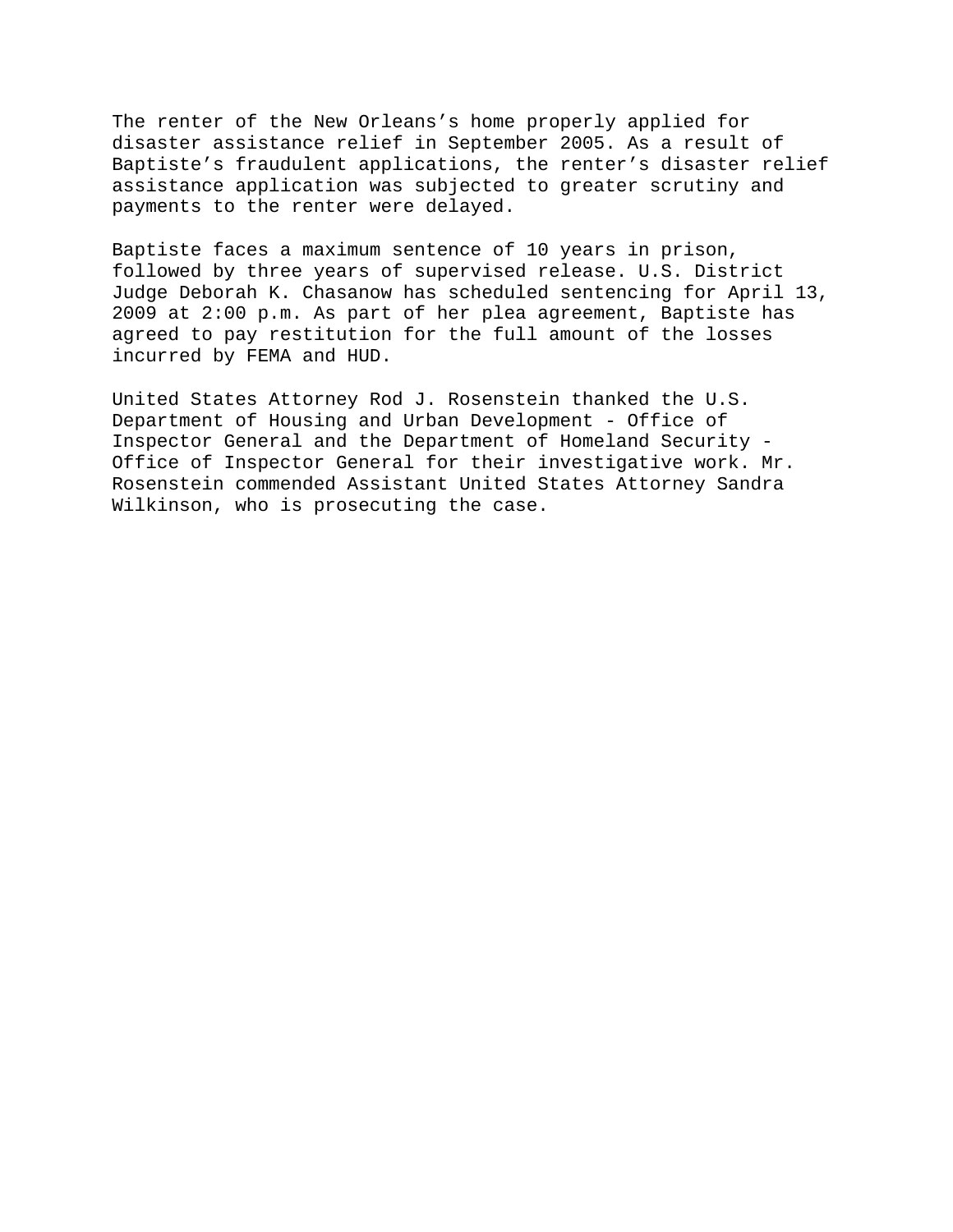The renter of the New Orleans's home properly applied for disaster assistance relief in September 2005. As a result of Baptiste's fraudulent applications, the renter's disaster relief assistance application was subjected to greater scrutiny and payments to the renter were delayed.

Baptiste faces a maximum sentence of 10 years in prison, followed by three years of supervised release. U.S. District Judge Deborah K. Chasanow has scheduled sentencing for April 13, 2009 at 2:00 p.m. As part of her plea agreement, Baptiste has agreed to pay restitution for the full amount of the losses incurred by FEMA and HUD.

United States Attorney Rod J. Rosenstein thanked the U.S. Department of Housing and Urban Development - Office of Inspector General and the Department of Homeland Security - Office of Inspector General for their investigative work. Mr. Rosenstein commended Assistant United States Attorney Sandra Wilkinson, who is prosecuting the case.